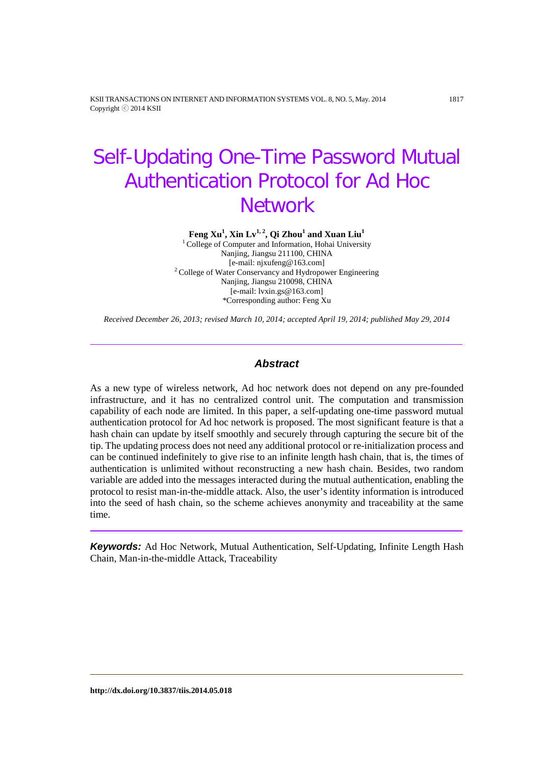# Self-Updating One-Time Password Mutual Authentication Protocol for Ad Hoc Network

**Feng Xu[1], Xin Lv[1, 2], Qi Zhou[1] and Xuan Liu[1]**

[1] College of Computer and Information, Hohai University
Nanjing, Jiangsu 211100, CHINA
[e-mail: njxufeng@163.com]

[2] College of Water Conservancy and Hydropower Engineering
Nanjing, Jiangsu 210098, CHINA
[e-mail: lvxin.gs@163.com]

*Corresponding author: Feng Xu

*Received December 26, 2013; revised March 10, 2014; accepted April 19, 2014; published May 29, 2014*

## Abstract

As a new type of wireless network, Ad hoc network does not depend on any pre-founded infrastructure, and it has no centralized control unit. The computation and transmission capability of each node are limited. In this paper, a self-updating one-time password mutual authentication protocol for Ad hoc network is proposed. The most significant feature is that a hash chain can update by itself smoothly and securely through capturing the secure bit of the tip. The updating process does not need any additional protocol or re-initialization process and can be continued indefinitely to give rise to an infinite length hash chain, that is, the times of authentication is unlimited without reconstructing a new hash chain. Besides, two random variable are added into the messages interacted during the mutual authentication, enabling the protocol to resist man-in-the-middle attack. Also, the user's identity information is introduced into the seed of hash chain, so the scheme achieves anonymity and traceability at the same time.

***Keywords:*** Ad Hoc Network, Mutual Authentication, Self-Updating, Infinite Length Hash Chain, Man-in-the-middle Attack, Traceability

**http://dx.doi.org/10.3837/tiis.2014.05.018**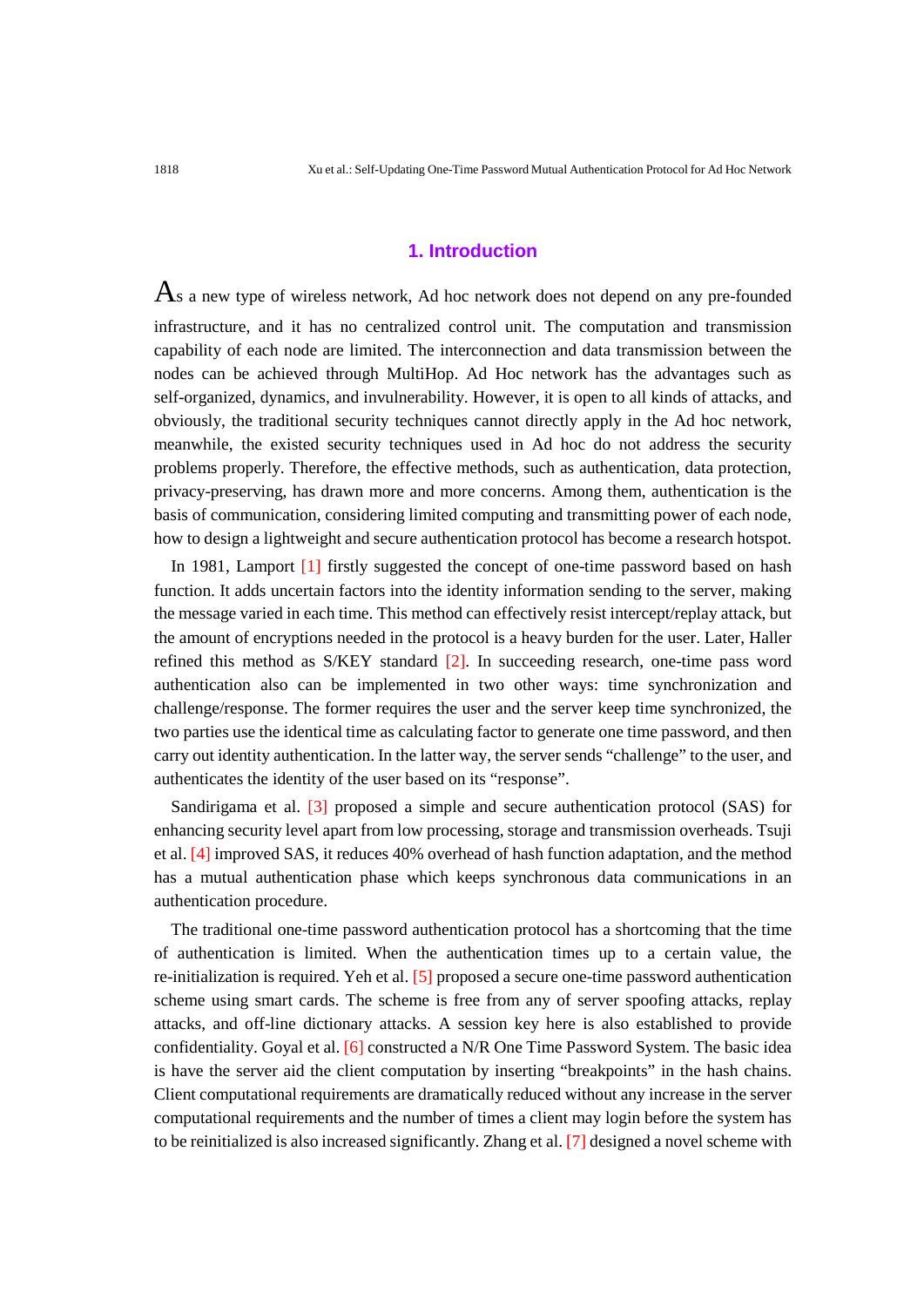## 1. Introduction

As a new type of wireless network, Ad hoc network does not depend on any pre-founded infrastructure, and it has no centralized control unit. The computation and transmission capability of each node are limited. The interconnection and data transmission between the nodes can be achieved through MultiHop. Ad Hoc network has the advantages such as self-organized, dynamics, and invulnerability. However, it is open to all kinds of attacks, and obviously, the traditional security techniques cannot directly apply in the Ad hoc network, meanwhile, the existed security techniques used in Ad hoc do not address the security problems properly. Therefore, the effective methods, such as authentication, data protection, privacy-preserving, has drawn more and more concerns. Among them, authentication is the basis of communication, considering limited computing and transmitting power of each node, how to design a lightweight and secure authentication protocol has become a research hotspot.

In 1981, Lamport [1] firstly suggested the concept of one-time password based on hash function. It adds uncertain factors into the identity information sending to the server, making the message varied in each time. This method can effectively resist intercept/replay attack, but the amount of encryptions needed in the protocol is a heavy burden for the user. Later, Haller refined this method as S/KEY standard [2]. In succeeding research, one-time pass word authentication also can be implemented in two other ways: time synchronization and challenge/response. The former requires the user and the server keep time synchronized, the two parties use the identical time as calculating factor to generate one time password, and then carry out identity authentication. In the latter way, the server sends "challenge" to the user, and authenticates the identity of the user based on its "response".

Sandirigama et al. [3] proposed a simple and secure authentication protocol (SAS) for enhancing security level apart from low processing, storage and transmission overheads. Tsuji et al. [4] improved SAS, it reduces 40% overhead of hash function adaptation, and the method has a mutual authentication phase which keeps synchronous data communications in an authentication procedure.

The traditional one-time password authentication protocol has a shortcoming that the time of authentication is limited. When the authentication times up to a certain value, the re-initialization is required. Yeh et al. [5] proposed a secure one-time password authentication scheme using smart cards. The scheme is free from any of server spoofing attacks, replay attacks, and off-line dictionary attacks. A session key here is also established to provide confidentiality. Goyal et al. [6] constructed a N/R One Time Password System. The basic idea is have the server aid the client computation by inserting "breakpoints" in the hash chains. Client computational requirements are dramatically reduced without any increase in the server computational requirements and the number of times a client may login before the system has to be reinitialized is also increased significantly. Zhang et al. [7] designed a novel scheme with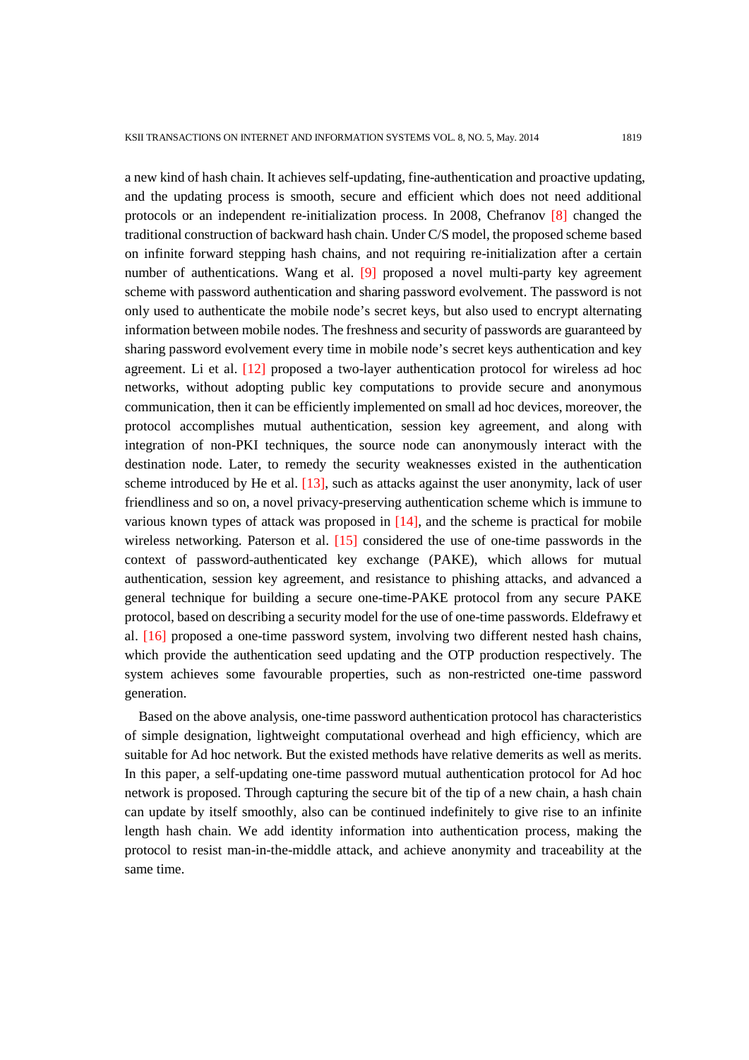a new kind of hash chain. It achieves self-updating, fine-authentication and proactive updating, and the updating process is smooth, secure and efficient which does not need additional protocols or an independent re-initialization process. In 2008, Chefranov [8] changed the traditional construction of backward hash chain. Under C/S model, the proposed scheme based on infinite forward stepping hash chains, and not requiring re-initialization after a certain number of authentications. Wang et al. [9] proposed a novel multi-party key agreement scheme with password authentication and sharing password evolvement. The password is not only used to authenticate the mobile node's secret keys, but also used to encrypt alternating information between mobile nodes. The freshness and security of passwords are guaranteed by sharing password evolvement every time in mobile node's secret keys authentication and key agreement. Li et al. [12] proposed a two-layer authentication protocol for wireless ad hoc networks, without adopting public key computations to provide secure and anonymous communication, then it can be efficiently implemented on small ad hoc devices, moreover, the protocol accomplishes mutual authentication, session key agreement, and along with integration of non-PKI techniques, the source node can anonymously interact with the destination node. Later, to remedy the security weaknesses existed in the authentication scheme introduced by He et al. [13], such as attacks against the user anonymity, lack of user friendliness and so on, a novel privacy-preserving authentication scheme which is immune to various known types of attack was proposed in [14], and the scheme is practical for mobile wireless networking. Paterson et al. [15] considered the use of one-time passwords in the context of password-authenticated key exchange (PAKE), which allows for mutual authentication, session key agreement, and resistance to phishing attacks, and advanced a general technique for building a secure one-time-PAKE protocol from any secure PAKE protocol, based on describing a security model for the use of one-time passwords. Eldefrawy et al. [16] proposed a one-time password system, involving two different nested hash chains, which provide the authentication seed updating and the OTP production respectively. The system achieves some favourable properties, such as non-restricted one-time password generation.

Based on the above analysis, one-time password authentication protocol has characteristics of simple designation, lightweight computational overhead and high efficiency, which are suitable for Ad hoc network. But the existed methods have relative demerits as well as merits. In this paper, a self-updating one-time password mutual authentication protocol for Ad hoc network is proposed. Through capturing the secure bit of the tip of a new chain, a hash chain can update by itself smoothly, also can be continued indefinitely to give rise to an infinite length hash chain. We add identity information into authentication process, making the protocol to resist man-in-the-middle attack, and achieve anonymity and traceability at the same time.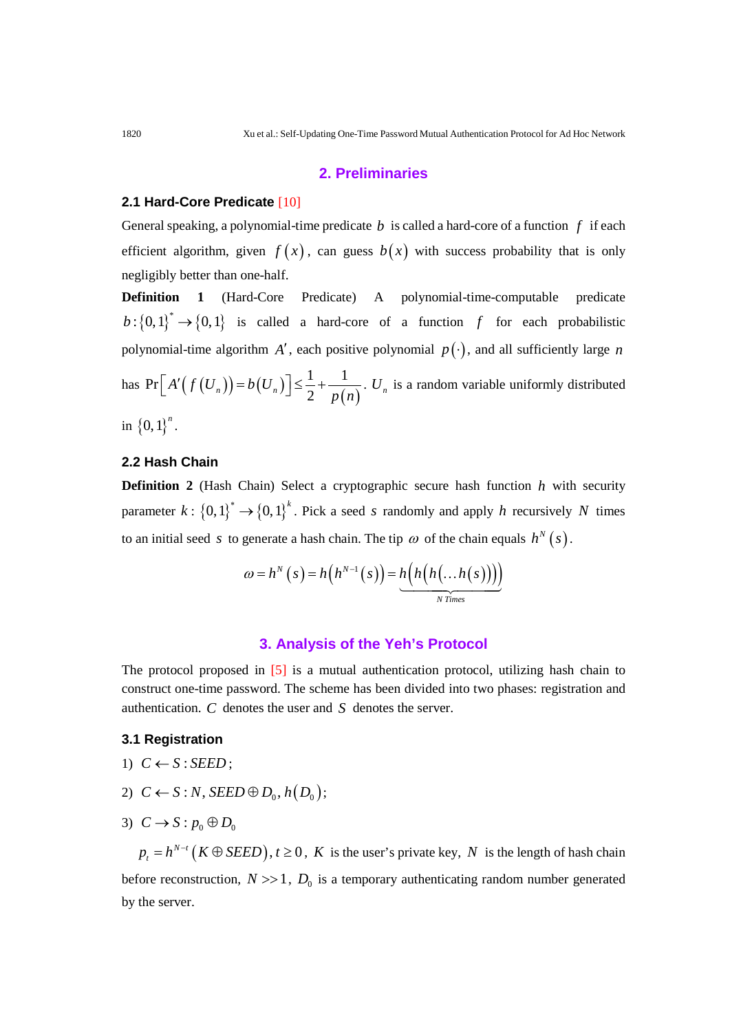## 2. Preliminaries

### 2.1 Hard-Core Predicate [10]

General speaking, a polynomial-time predicate $b$ is called a hard-core of a function $f$ if each efficient algorithm, given $f(x)$, can guess $b(x)$ with success probability that is only negligibly better than one-half.

**Definition 1** (Hard-Core Predicate) A polynomial-time-computable predicate $b:\{0,1\}^* \rightarrow \{0,1\}$ is called a hard-core of a function $f$ for each probabilistic polynomial-time algorithm $A'$, each positive polynomial $p(\cdot)$, and all sufficiently large $n$ has $\Pr\left[A'\left(f\left(U_n\right)\right)=b\left(U_n\right)\right] \leq \frac{1}{2}+\frac{1}{p(n)}$. $U_n$ is a random variable uniformly distributed in $\{0,1\}^n$.

### 2.2 Hash Chain

**Definition 2** (Hash Chain) Select a cryptographic secure hash function $h$ with security parameter $k$: $\{0,1\}^* \rightarrow \{0,1\}^k$. Pick a seed $s$ randomly and apply $h$ recursively $N$ times to an initial seed $s$ to generate a hash chain. The tip $\omega$ of the chain equals $h^N(s)$.

$$\omega = h^N(s) = h\left(h^{N-1}(s)\right) = \underbrace{h\left(h\left(h\left(\ldots h(s)\right)\right)\right)}_{N\ Times}$$

## 3. Analysis of the Yeh's Protocol

The protocol proposed in [5] is a mutual authentication protocol, utilizing hash chain to construct one-time password. The scheme has been divided into two phases: registration and authentication. $C$ denotes the user and $S$ denotes the server.

### 3.1 Registration

1) $C \leftarrow S : SEED$;

2) $C \leftarrow S : N, SEED \oplus D_0, h(D_0)$;

3) $C \rightarrow S : p_0 \oplus D_0$

$p_t = h^{N-t}(K \oplus SEED), t \geq 0$, $K$ is the user's private key, $N$ is the length of hash chain before reconstruction, $N >> 1$, $D_0$ is a temporary authenticating random number generated by the server.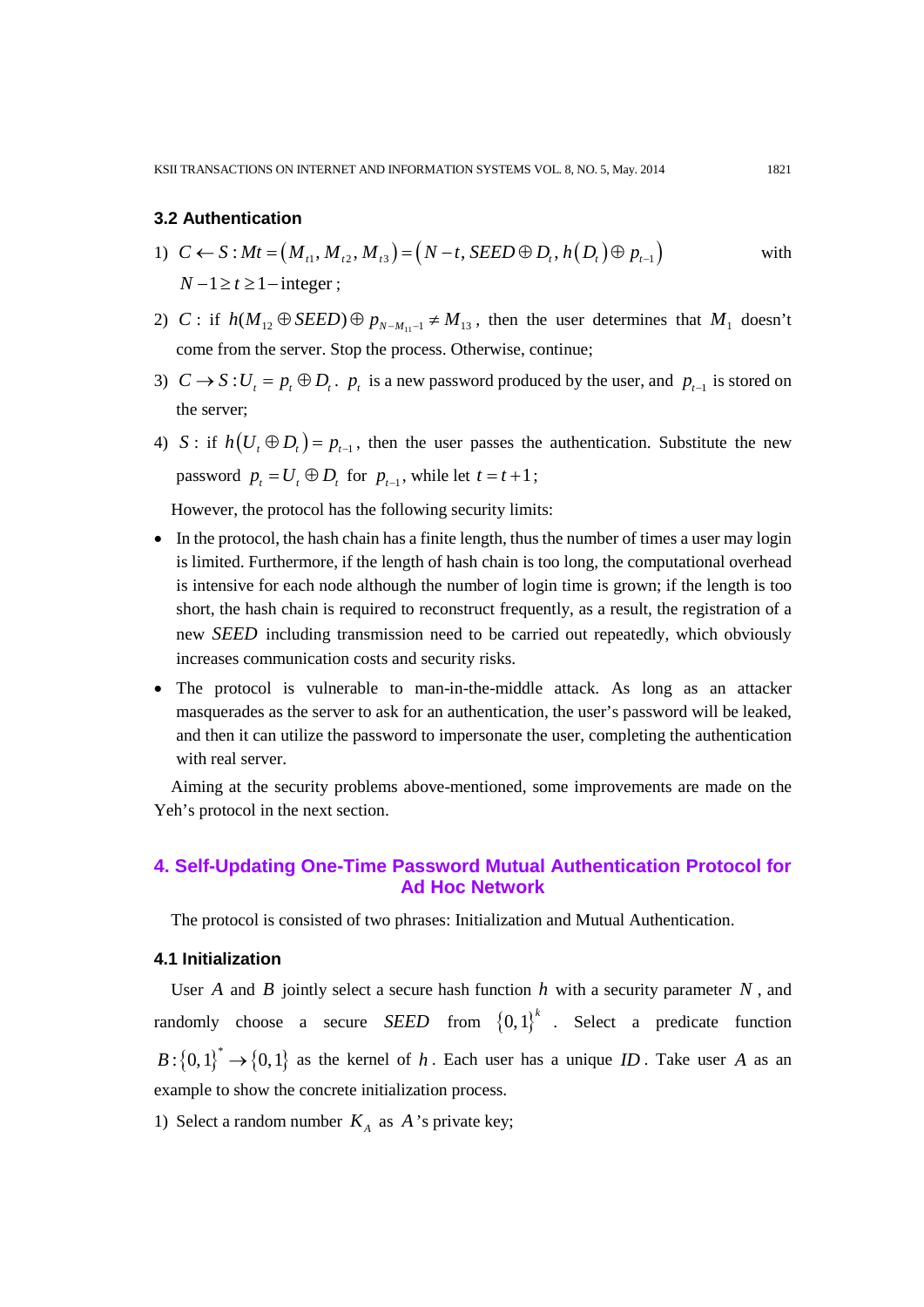### 3.2 Authentication

1) $C \leftarrow S : Mt = (M_{t1}, M_{t2}, M_{t3}) = (N - t, SEED \oplus D_t, h(D_t) \oplus p_{t-1})$ with $N-1 \geq t \geq 1-$integer;

2) $C$ : if $h(M_{12} \oplus SEED) \oplus p_{N-M_{11}-1} \neq M_{13}$, then the user determines that $M_1$ doesn't come from the server. Stop the process. Otherwise, continue;

3) $C \rightarrow S : U_t = p_t \oplus D_t$. $p_t$ is a new password produced by the user, and $p_{t-1}$ is stored on the server;

4) $S$ : if $h(U_t \oplus D_t) = p_{t-1}$, then the user passes the authentication. Substitute the new password $p_t = U_t \oplus D_t$ for $p_{t-1}$, while let $t = t + 1$;

However, the protocol has the following security limits:

- In the protocol, the hash chain has a finite length, thus the number of times a user may login is limited. Furthermore, if the length of hash chain is too long, the computational overhead is intensive for each node although the number of login time is grown; if the length is too short, the hash chain is required to reconstruct frequently, as a result, the registration of a new $SEED$ including transmission need to be carried out repeatedly, which obviously increases communication costs and security risks.
- The protocol is vulnerable to man-in-the-middle attack. As long as an attacker masquerades as the server to ask for an authentication, the user's password will be leaked, and then it can utilize the password to impersonate the user, completing the authentication with real server.

Aiming at the security problems above-mentioned, some improvements are made on the Yeh's protocol in the next section.

## 4. Self-Updating One-Time Password Mutual Authentication Protocol for Ad Hoc Network

The protocol is consisted of two phrases: Initialization and Mutual Authentication.

### 4.1 Initialization

User $A$ and $B$ jointly select a secure hash function $h$ with a security parameter $N$, and randomly choose a secure $SEED$ from $\{0,1\}^k$. Select a predicate function $B:\{0,1\}^* \rightarrow \{0,1\}$ as the kernel of $h$. Each user has a unique $ID$. Take user $A$ as an example to show the concrete initialization process.

1) Select a random number $K_A$ as $A$'s private key;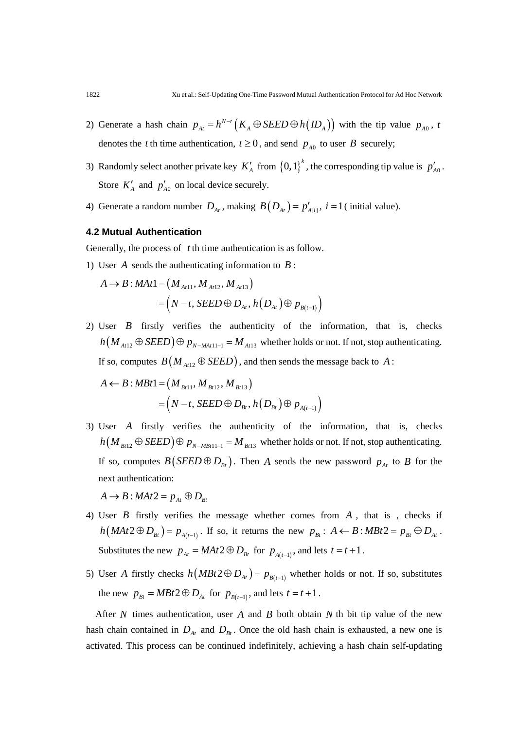2) Generate a hash chain $p_{At} = h^{N-t}\left(K_A \oplus SEED \oplus h\left(ID_A\right)\right)$ with the tip value $p_{A0}$, $t$ denotes the $t$ th time authentication, $t \geq 0$, and send $p_{A0}$ to user $B$ securely;
3) Randomly select another private key $K'_A$ from $\{0,1\}^k$, the corresponding tip value is $p'_{A0}$. Store $K'_A$ and $p'_{A0}$ on local device securely.
4) Generate a random number $D_{At}$, making $B\left(D_{At}\right) = p'_{A[i]}$, $i = 1$ ( initial value).

### 4.2 Mutual Authentication

Generally, the process of $t$ th time authentication is as follow.

1) User $A$ sends the authenticating information to $B$:

$$A \rightarrow B : MAt1 = \left(M_{At11}, M_{At12}, M_{At13}\right)$$
$$= \left(N-t, SEED \oplus D_{At}, h\left(D_{At}\right) \oplus p_{B(t-1)}\right)$$

2) User $B$ firstly verifies the authenticity of the information, that is, checks $h\left(M_{At12} \oplus SEED\right) \oplus p_{N-MAt11-1} = M_{At13}$ whether holds or not. If not, stop authenticating. If so, computes $B\left(M_{At12} \oplus SEED\right)$, and then sends the message back to $A$:

$$A \leftarrow B : MBt1 = \left(M_{Bt11}, M_{Bt12}, M_{Bt13}\right)$$
$$= \left(N-t, SEED \oplus D_{Bt}, h\left(D_{Bt}\right) \oplus p_{A(t-1)}\right)$$

3) User $A$ firstly verifies the authenticity of the information, that is, checks $h\left(M_{Bt12} \oplus SEED\right) \oplus p_{N-MBt11-1} = M_{Bt13}$ whether holds or not. If not, stop authenticating. If so, computes $B\left(SEED \oplus D_{Bt}\right)$. Then $A$ sends the new password $p_{At}$ to $B$ for the next authentication:

$$A \rightarrow B : MAt2 = p_{At} \oplus D_{Bt}$$

4) User $B$ firstly verifies the message whether comes from $A$, that is , checks if $h\left(MAt2 \oplus D_{Bt}\right) = p_{A(t-1)}$. If so, it returns the new $p_{Bt}$: $A \leftarrow B : MBt2 = p_{Bt} \oplus D_{At}$. Substitutes the new $p_{At} = MAt2 \oplus D_{Bt}$ for $p_{A(t-1)}$, and lets $t = t+1$.
5) User $A$ firstly checks $h\left(MBt2 \oplus D_{At}\right) = p_{B(t-1)}$ whether holds or not. If so, substitutes the new $p_{Bt} = MBt2 \oplus D_{At}$ for $p_{B(t-1)}$, and lets $t = t+1$.

After $N$ times authentication, user $A$ and $B$ both obtain $N$ th bit tip value of the new hash chain contained in $D_{At}$ and $D_{Bt}$. Once the old hash chain is exhausted, a new one is activated. This process can be continued indefinitely, achieving a hash chain self-updating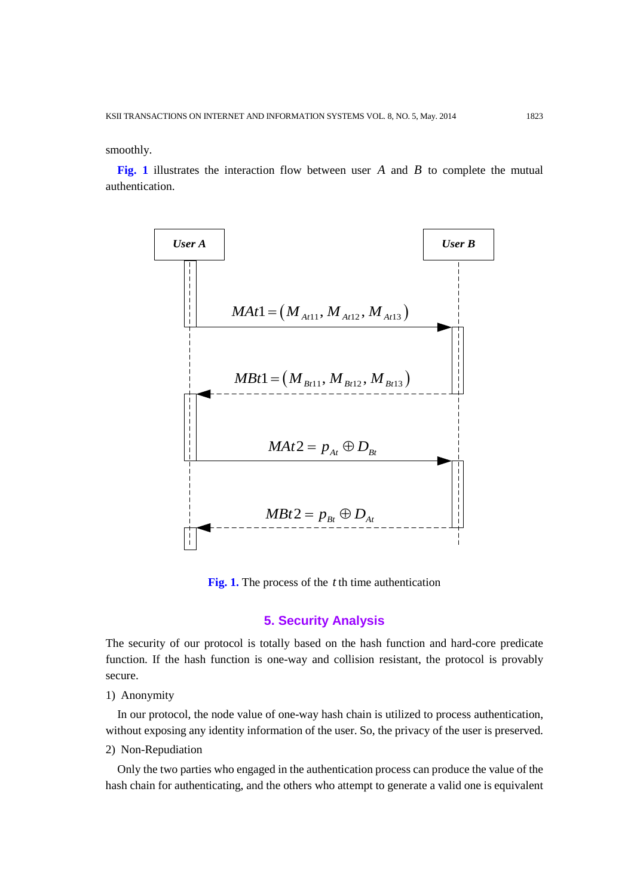smoothly.

**Fig. 1** illustrates the interaction flow between user $A$ and $B$ to complete the mutual authentication.

User A → User B: $MAt1 = (M_{At11}, M_{At12}, M_{At13})$

User B → User A: $MBt1 = (M_{Bt11}, M_{Bt12}, M_{Bt13})$

User A → User B: $MAt2 = p_{At} \oplus D_{Bt}$

User B → User A: $MBt2 = p_{Bt} \oplus D_{At}$

**Fig. 1.** The process of the $t$ th time authentication

## 5. Security Analysis

The security of our protocol is totally based on the hash function and hard-core predicate function. If the hash function is one-way and collision resistant, the protocol is provably secure.

1) Anonymity

In our protocol, the node value of one-way hash chain is utilized to process authentication, without exposing any identity information of the user. So, the privacy of the user is preserved.

2) Non-Repudiation

Only the two parties who engaged in the authentication process can produce the value of the hash chain for authenticating, and the others who attempt to generate a valid one is equivalent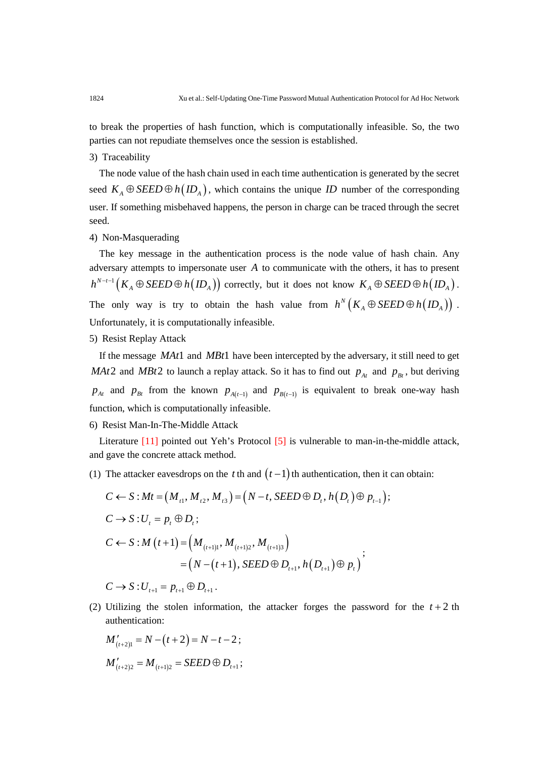to break the properties of hash function, which is computationally infeasible. So, the two parties can not repudiate themselves once the session is established.

3) Traceability

The node value of the hash chain used in each time authentication is generated by the secret seed $K_A \oplus SEED \oplus h(ID_A)$, which contains the unique $ID$ number of the corresponding user. If something misbehaved happens, the person in charge can be traced through the secret seed.

4) Non-Masquerading

The key message in the authentication process is the node value of hash chain. Any adversary attempts to impersonate user $A$ to communicate with the others, it has to present $h^{N-t-1}(K_A \oplus SEED \oplus h(ID_A))$ correctly, but it does not know $K_A \oplus SEED \oplus h(ID_A)$. The only way is try to obtain the hash value from $h^N(K_A \oplus SEED \oplus h(ID_A))$. Unfortunately, it is computationally infeasible.

5) Resist Replay Attack

If the message $MAt1$ and $MBt1$ have been intercepted by the adversary, it still need to get $MAt2$ and $MBt2$ to launch a replay attack. So it has to find out $p_{At}$ and $p_{Bt}$, but deriving $p_{At}$ and $p_{Bt}$ from the known $p_{A(t-1)}$ and $p_{B(t-1)}$ is equivalent to break one-way hash function, which is computationally infeasible.

6) Resist Man-In-The-Middle Attack

Literature [11] pointed out Yeh's Protocol [5] is vulnerable to man-in-the-middle attack, and gave the concrete attack method.

(1) The attacker eavesdrops on the $t$ th and $(t-1)$ th authentication, then it can obtain:

$$C \leftarrow S: Mt = (M_{t1}, M_{t2}, M_{t3}) = (N-t, SEED \oplus D_t, h(D_t) \oplus p_{t-1});$$

$$C \rightarrow S: U_t = p_t \oplus D_t;$$

$$\begin{aligned} C \leftarrow S: M(t+1) &= (M_{(t+1)1}, M_{(t+1)2}, M_{(t+1)3}) \\ &= (N-(t+1), SEED \oplus D_{t+1}, h(D_{t+1}) \oplus p_t) \end{aligned};$$

$$C \rightarrow S: U_{t+1} = p_{t+1} \oplus D_{t+1}.$$

(2) Utilizing the stolen information, the attacker forges the password for the $t+2$ th authentication:

$$M'_{(t+2)1} = N-(t+2) = N-t-2;$$

$$M'_{(t+2)2} = M_{(t+1)2} = SEED \oplus D_{t+1};$$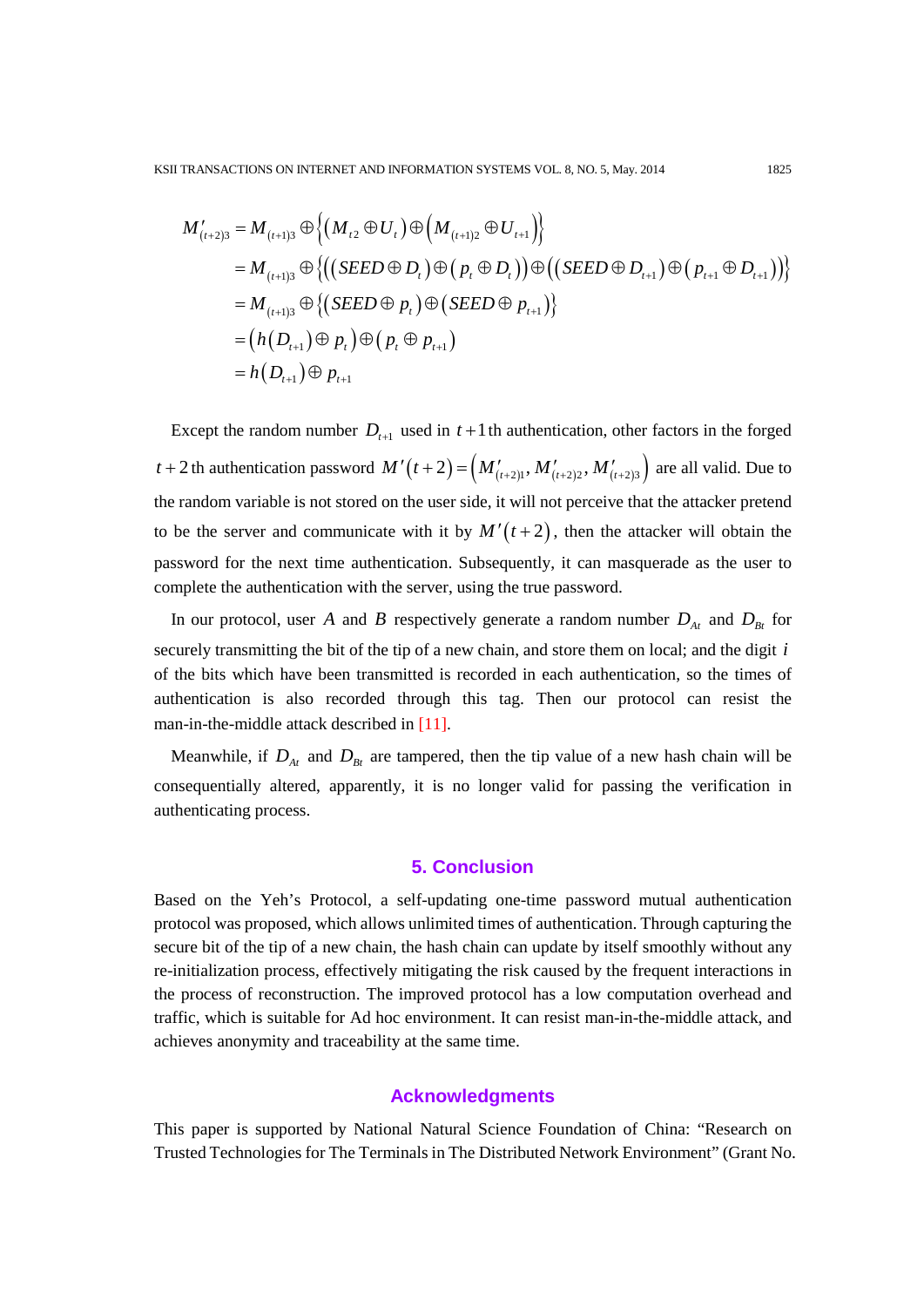$$
\begin{aligned}
M'_{(t+2)3} &= M_{(t+1)3} \oplus \left\{ \left( M_{t2} \oplus U_t \right) \oplus \left( M_{(t+1)2} \oplus U_{t+1} \right) \right\} \\
&= M_{(t+1)3} \oplus \left\{ \left( \left( SEED \oplus D_t \right) \oplus \left( p_t \oplus D_t \right) \right) \oplus \left( \left( SEED \oplus D_{t+1} \right) \oplus \left( p_{t+1} \oplus D_{t+1} \right) \right) \right\} \\
&= M_{(t+1)3} \oplus \left\{ \left( SEED \oplus p_t \right) \oplus \left( SEED \oplus p_{t+1} \right) \right\} \\
&= \left( h\left( D_{t+1} \right) \oplus p_t \right) \oplus \left( p_t \oplus p_{t+1} \right) \\
&= h\left( D_{t+1} \right) \oplus p_{t+1}
\end{aligned}
$$

Except the random number $D_{t+1}$ used in $t+1$th authentication, other factors in the forged $t+2$th authentication password $M'(t+2) = \left( M'_{(t+2)1}, M'_{(t+2)2}, M'_{(t+2)3} \right)$ are all valid. Due to the random variable is not stored on the user side, it will not perceive that the attacker pretend to be the server and communicate with it by $M'(t+2)$, then the attacker will obtain the password for the next time authentication. Subsequently, it can masquerade as the user to complete the authentication with the server, using the true password.

In our protocol, user $A$ and $B$ respectively generate a random number $D_{At}$ and $D_{Bt}$ for securely transmitting the bit of the tip of a new chain, and store them on local; and the digit $i$ of the bits which have been transmitted is recorded in each authentication, so the times of authentication is also recorded through this tag. Then our protocol can resist the man-in-the-middle attack described in [11].

Meanwhile, if $D_{At}$ and $D_{Bt}$ are tampered, then the tip value of a new hash chain will be consequentially altered, apparently, it is no longer valid for passing the verification in authenticating process.

## 5. Conclusion

Based on the Yeh's Protocol, a self-updating one-time password mutual authentication protocol was proposed, which allows unlimited times of authentication. Through capturing the secure bit of the tip of a new chain, the hash chain can update by itself smoothly without any re-initialization process, effectively mitigating the risk caused by the frequent interactions in the process of reconstruction. The improved protocol has a low computation overhead and traffic, which is suitable for Ad hoc environment. It can resist man-in-the-middle attack, and achieves anonymity and traceability at the same time.

## Acknowledgments

This paper is supported by National Natural Science Foundation of China: "Research on Trusted Technologies for The Terminals in The Distributed Network Environment" (Grant No.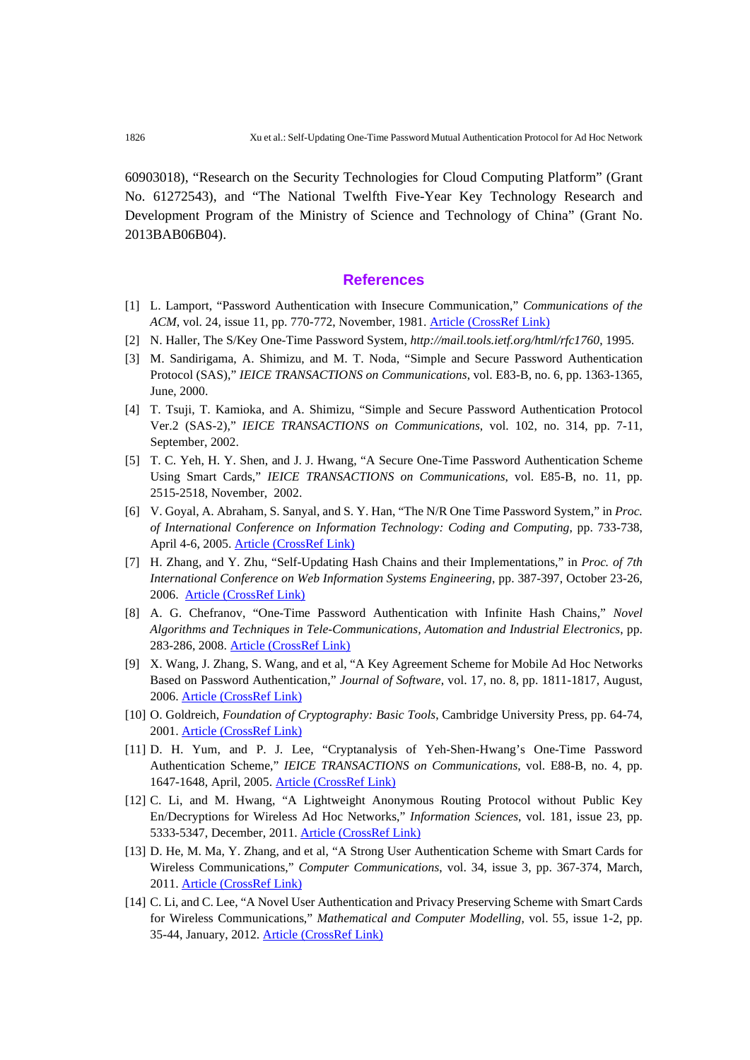60903018), "Research on the Security Technologies for Cloud Computing Platform" (Grant No. 61272543), and "The National Twelfth Five-Year Key Technology Research and Development Program of the Ministry of Science and Technology of China" (Grant No. 2013BAB06B04).

## References

[1] L. Lamport, "Password Authentication with Insecure Communication," *Communications of the ACM*, vol. 24, issue 11, pp. 770-772, November, 1981. Article (CrossRef Link)

[2] N. Haller, The S/Key One-Time Password System, *http://mail.tools.ietf.org/html/rfc1760*, 1995.

[3] M. Sandirigama, A. Shimizu, and M. T. Noda, "Simple and Secure Password Authentication Protocol (SAS)," *IEICE TRANSACTIONS on Communications*, vol. E83-B, no. 6, pp. 1363-1365, June, 2000.

[4] T. Tsuji, T. Kamioka, and A. Shimizu, "Simple and Secure Password Authentication Protocol Ver.2 (SAS-2)," *IEICE TRANSACTIONS on Communications*, vol. 102, no. 314, pp. 7-11, September, 2002.

[5] T. C. Yeh, H. Y. Shen, and J. J. Hwang, "A Secure One-Time Password Authentication Scheme Using Smart Cards," *IEICE TRANSACTIONS on Communications*, vol. E85-B, no. 11, pp. 2515-2518, November, 2002.

[6] V. Goyal, A. Abraham, S. Sanyal, and S. Y. Han, "The N/R One Time Password System," in *Proc. of International Conference on Information Technology: Coding and Computing*, pp. 733-738, April 4-6, 2005. Article (CrossRef Link)

[7] H. Zhang, and Y. Zhu, "Self-Updating Hash Chains and their Implementations," in *Proc. of 7th International Conference on Web Information Systems Engineering*, pp. 387-397, October 23-26, 2006. Article (CrossRef Link)

[8] A. G. Chefranov, "One-Time Password Authentication with Infinite Hash Chains," *Novel Algorithms and Techniques in Tele-Communications, Automation and Industrial Electronics*, pp. 283-286, 2008. Article (CrossRef Link)

[9] X. Wang, J. Zhang, S. Wang, and et al, "A Key Agreement Scheme for Mobile Ad Hoc Networks Based on Password Authentication," *Journal of Software*, vol. 17, no. 8, pp. 1811-1817, August, 2006. Article (CrossRef Link)

[10] O. Goldreich, *Foundation of Cryptography: Basic Tools*, Cambridge University Press, pp. 64-74, 2001. Article (CrossRef Link)

[11] D. H. Yum, and P. J. Lee, "Cryptanalysis of Yeh-Shen-Hwang's One-Time Password Authentication Scheme," *IEICE TRANSACTIONS on Communications*, vol. E88-B, no. 4, pp. 1647-1648, April, 2005. Article (CrossRef Link)

[12] C. Li, and M. Hwang, "A Lightweight Anonymous Routing Protocol without Public Key En/Decryptions for Wireless Ad Hoc Networks," *Information Sciences*, vol. 181, issue 23, pp. 5333-5347, December, 2011. Article (CrossRef Link)

[13] D. He, M. Ma, Y. Zhang, and et al, "A Strong User Authentication Scheme with Smart Cards for Wireless Communications," *Computer Communications*, vol. 34, issue 3, pp. 367-374, March, 2011. Article (CrossRef Link)

[14] C. Li, and C. Lee, "A Novel User Authentication and Privacy Preserving Scheme with Smart Cards for Wireless Communications," *Mathematical and Computer Modelling*, vol. 55, issue 1-2, pp. 35-44, January, 2012. Article (CrossRef Link)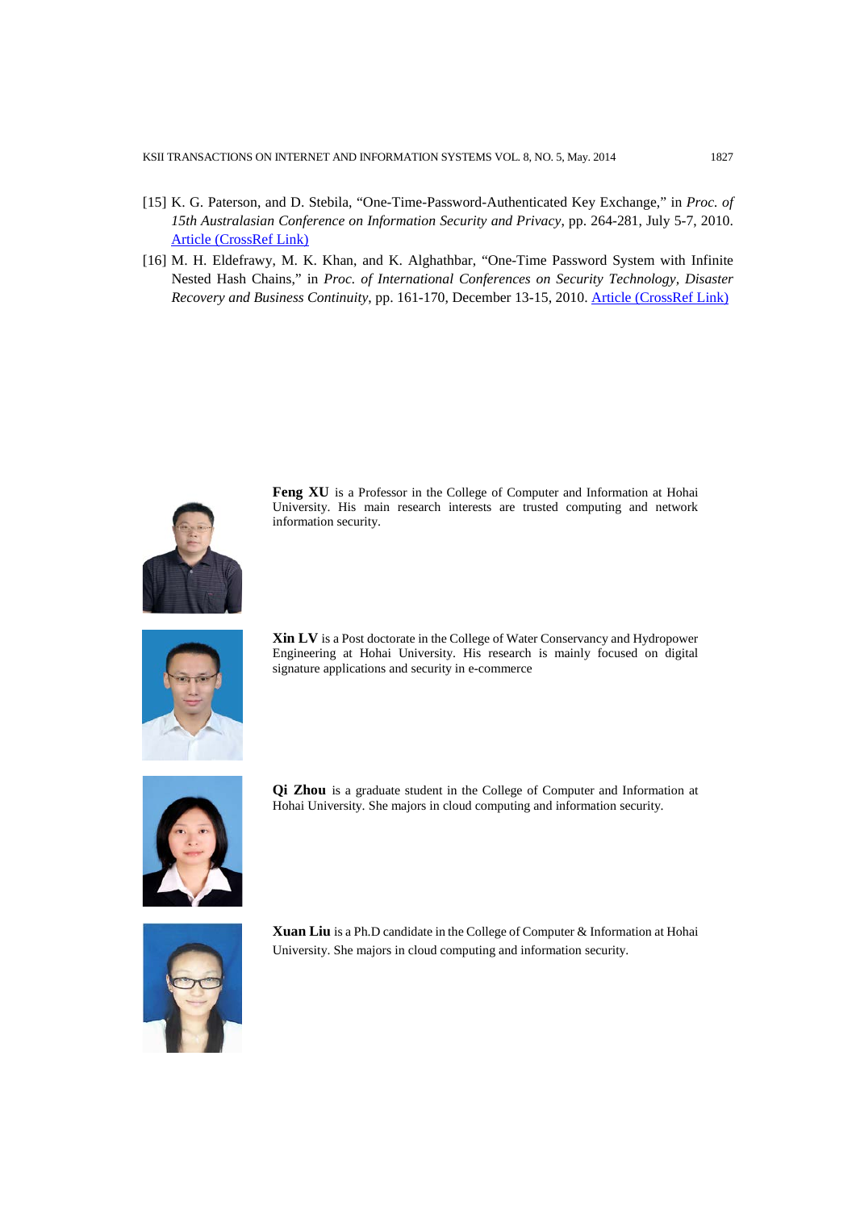[15] K. G. Paterson, and D. Stebila, "One-Time-Password-Authenticated Key Exchange," in *Proc. of 15th Australasian Conference on Information Security and Privacy*, pp. 264-281, July 5-7, 2010. Article (CrossRef Link)

[16] M. H. Eldefrawy, M. K. Khan, and K. Alghathbar, "One-Time Password System with Infinite Nested Hash Chains," in *Proc. of International Conferences on Security Technology, Disaster Recovery and Business Continuity*, pp. 161-170, December 13-15, 2010. Article (CrossRef Link)

**Feng XU** is a Professor in the College of Computer and Information at Hohai University. His main research interests are trusted computing and network information security.

**Xin LV** is a Post doctorate in the College of Water Conservancy and Hydropower Engineering at Hohai University. His research is mainly focused on digital signature applications and security in e-commerce

**Qi Zhou** is a graduate student in the College of Computer and Information at Hohai University. She majors in cloud computing and information security.

**Xuan Liu** is a Ph.D candidate in the College of Computer & Information at Hohai University. She majors in cloud computing and information security.